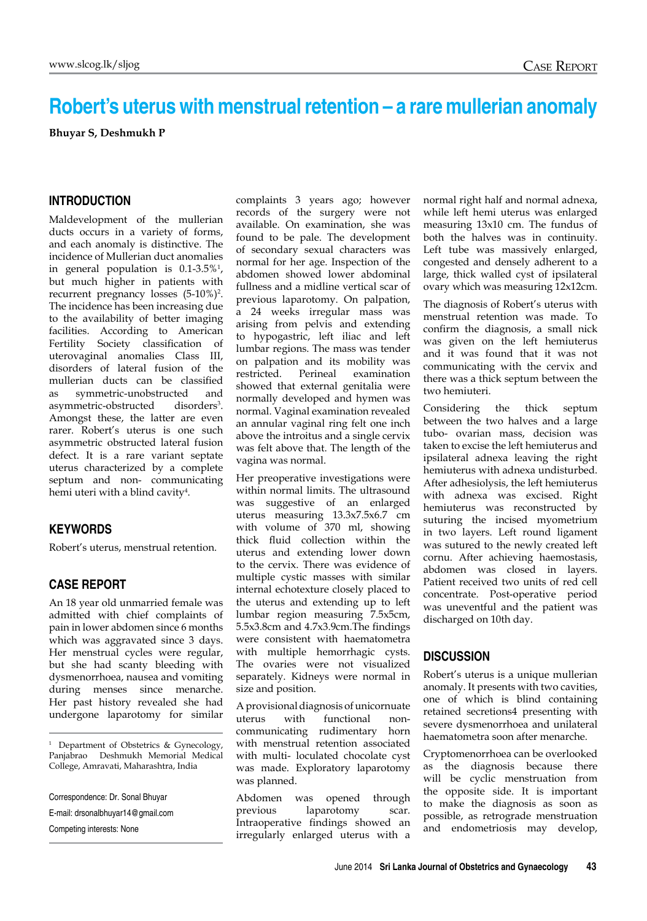# Robert's uterus with menstrual retention – a rare mullerian anomaly

**Bhuyar S, Deshmukh P**

## INTRODUCTION

Maldevelopment of the mullerian ducts occurs in a variety of forms, and each anomaly is distinctive. The incidence of Mullerian duct anomalies in general population is 0.1-3.5%[1], but much higher in patients with recurrent pregnancy losses (5-10%)[2]. The incidence has been increasing due to the availability of better imaging facilities. According to American Fertility Society classification of uterovaginal anomalies Class III, disorders of lateral fusion of the mullerian ducts can be classified as symmetric-unobstructed and asymmetric-obstructed disorders[3]. Amongst these, the latter are even rarer. Robert's uterus is one such asymmetric obstructed lateral fusion defect. It is a rare variant septate uterus characterized by a complete septum and non- communicating hemi uteri with a blind cavity[4].

## KEYWORDS

Robert's uterus, menstrual retention.

## CASE REPORT

An 18 year old unmarried female was admitted with chief complaints of pain in lower abdomen since 6 months which was aggravated since 3 days. Her menstrual cycles were regular, but she had scanty bleeding with dysmenorrhoea, nausea and vomiting during menses since menarche. Her past history revealed she had undergone laparotomy for similar complaints 3 years ago; however records of the surgery were not available. On examination, she was found to be pale. The development of secondary sexual characters was normal for her age. Inspection of the abdomen showed lower abdominal fullness and a midline vertical scar of previous laparotomy. On palpation, a 24 weeks irregular mass was arising from pelvis and extending to hypogastric, left iliac and left lumbar regions. The mass was tender on palpation and its mobility was restricted. Perineal examination showed that external genitalia were normally developed and hymen was normal. Vaginal examination revealed an annular vaginal ring felt one inch above the introitus and a single cervix was felt above that. The length of the vagina was normal.

Her preoperative investigations were within normal limits. The ultrasound was suggestive of an enlarged uterus measuring 13.3x7.5x6.7 cm with volume of 370 ml, showing thick fluid collection within the uterus and extending lower down to the cervix. There was evidence of multiple cystic masses with similar internal echotexture closely placed to the uterus and extending up to left lumbar region measuring 7.5x5cm, 5.5x3.8cm and 4.7x3.9cm.The findings were consistent with haematometra with multiple hemorrhagic cysts. The ovaries were not visualized separately. Kidneys were normal in size and position.

A provisional diagnosis of unicornuate uterus with functional non-communicating rudimentary horn with menstrual retention associated with multi- loculated chocolate cyst was made. Exploratory laparotomy was planned.

Abdomen was opened through previous laparotomy scar. Intraoperative findings showed an irregularly enlarged uterus with a normal right half and normal adnexa, while left hemi uterus was enlarged measuring 13x10 cm. The fundus of both the halves was in continuity. Left tube was massively enlarged, congested and densely adherent to a large, thick walled cyst of ipsilateral ovary which was measuring 12x12cm.

The diagnosis of Robert's uterus with menstrual retention was made. To confirm the diagnosis, a small nick was given on the left hemiuterus and it was found that it was not communicating with the cervix and there was a thick septum between the two hemiuteri.

Considering the thick septum between the two halves and a large tubo- ovarian mass, decision was taken to excise the left hemiuterus and ipsilateral adnexa leaving the right hemiuterus with adnexa undisturbed. After adhesiolysis, the left hemiuterus with adnexa was excised. Right hemiuterus was reconstructed by suturing the incised myometrium in two layers. Left round ligament was sutured to the newly created left cornu. After achieving haemostasis, abdomen was closed in layers. Patient received two units of red cell concentrate. Post-operative period was uneventful and the patient was discharged on 10th day.

## DISCUSSION

Robert's uterus is a unique mullerian anomaly. It presents with two cavities, one of which is blind containing retained secretions4 presenting with severe dysmenorrhoea and unilateral haematometra soon after menarche.

Cryptomenorrhoea can be overlooked as the diagnosis because there will be cyclic menstruation from the opposite side. It is important to make the diagnosis as soon as possible, as retrograde menstruation and endometriosis may develop,

---

[1] Department of Obstetrics & Gynecology, Panjabrao Deshmukh Memorial Medical College, Amravati, Maharashtra, India

Correspondence: Dr. Sonal Bhuyar

E-mail: drsonalbhuyar14@gmail.com

Competing interests: None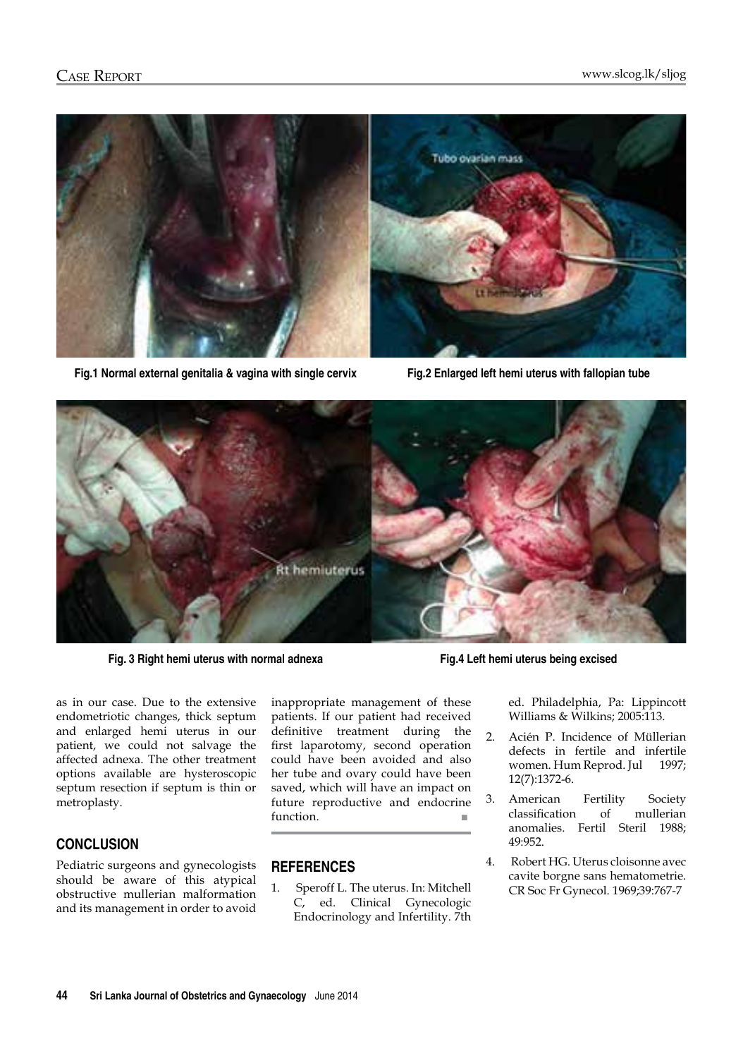Fig.1 Normal external genitalia & vagina with single cervix

Fig.2 Enlarged left hemi uterus with fallopian tube

Fig. 3 Right hemi uterus with normal adnexa

Fig.4 Left hemi uterus being excised

as in our case. Due to the extensive endometriotic changes, thick septum and enlarged hemi uterus in our patient, we could not salvage the affected adnexa. The other treatment options available are hysteroscopic septum resection if septum is thin or metroplasty.

## CONCLUSION

Pediatric surgeons and gynecologists should be aware of this atypical obstructive mullerian malformation and its management in order to avoid inappropriate management of these patients. If our patient had received definitive treatment during the first laparotomy, second operation could have been avoided and also her tube and ovary could have been saved, which will have an impact on future reproductive and endocrine function.

## REFERENCES

1. Speroff L. The uterus. In: Mitchell C, ed. Clinical Gynecologic Endocrinology and Infertility. 7th ed. Philadelphia, Pa: Lippincott Williams & Wilkins; 2005:113.
2. Acién P. Incidence of Müllerian defects in fertile and infertile women. Hum Reprod. Jul 1997; 12(7):1372-6.
3. American Fertility Society classification of mullerian anomalies. Fertil Steril 1988; 49:952.
4. Robert HG. Uterus cloisonne avec cavite borgne sans hematometrie. CR Soc Fr Gynecol. 1969;39:767-7